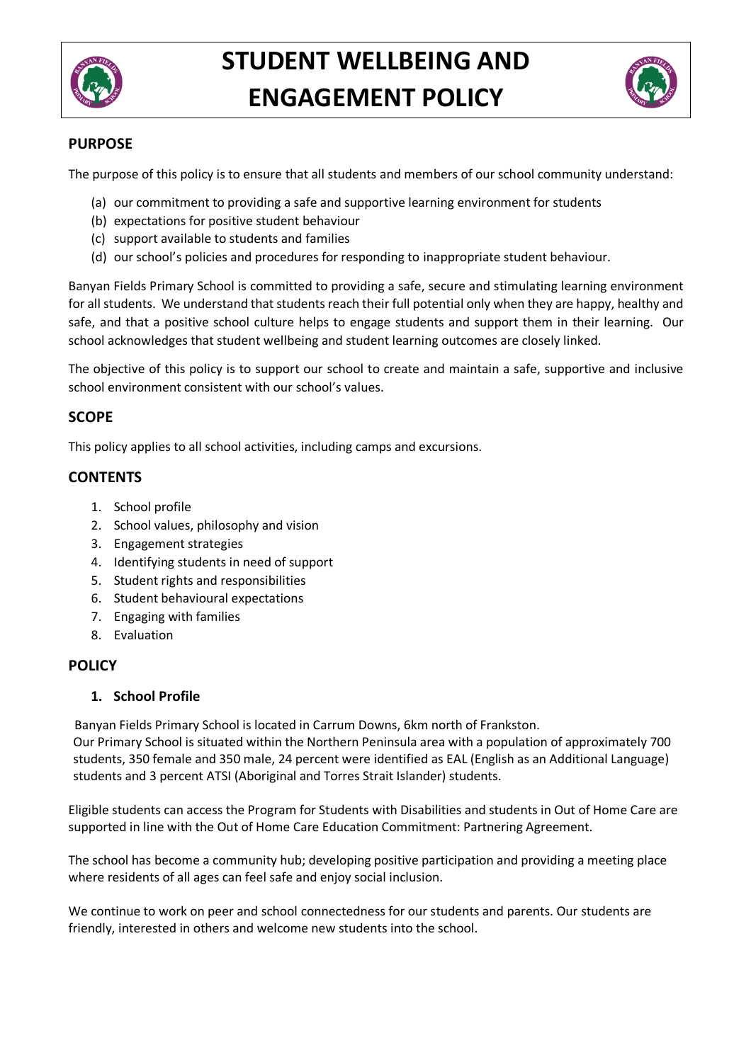# STUDENT WELLBEING AND ENGAGEMENT POLICY

## PURPOSE

The purpose of this policy is to ensure that all students and members of our school community understand:

(a) our commitment to providing a safe and supportive learning environment for students
(b) expectations for positive student behaviour
(c) support available to students and families
(d) our school's policies and procedures for responding to inappropriate student behaviour.

Banyan Fields Primary School is committed to providing a safe, secure and stimulating learning environment for all students. We understand that students reach their full potential only when they are happy, healthy and safe, and that a positive school culture helps to engage students and support them in their learning. Our school acknowledges that student wellbeing and student learning outcomes are closely linked.

The objective of this policy is to support our school to create and maintain a safe, supportive and inclusive school environment consistent with our school's values.

## SCOPE

This policy applies to all school activities, including camps and excursions.

## CONTENTS

1. School profile
2. School values, philosophy and vision
3. Engagement strategies
4. Identifying students in need of support
5. Student rights and responsibilities
6. Student behavioural expectations
7. Engaging with families
8. Evaluation

## POLICY

### 1. School Profile

Banyan Fields Primary School is located in Carrum Downs, 6km north of Frankston.
Our Primary School is situated within the Northern Peninsula area with a population of approximately 700 students, 350 female and 350 male, 24 percent were identified as EAL (English as an Additional Language) students and 3 percent ATSI (Aboriginal and Torres Strait Islander) students.

Eligible students can access the Program for Students with Disabilities and students in Out of Home Care are supported in line with the Out of Home Care Education Commitment: Partnering Agreement.

The school has become a community hub; developing positive participation and providing a meeting place where residents of all ages can feel safe and enjoy social inclusion.

We continue to work on peer and school connectedness for our students and parents. Our students are friendly, interested in others and welcome new students into the school.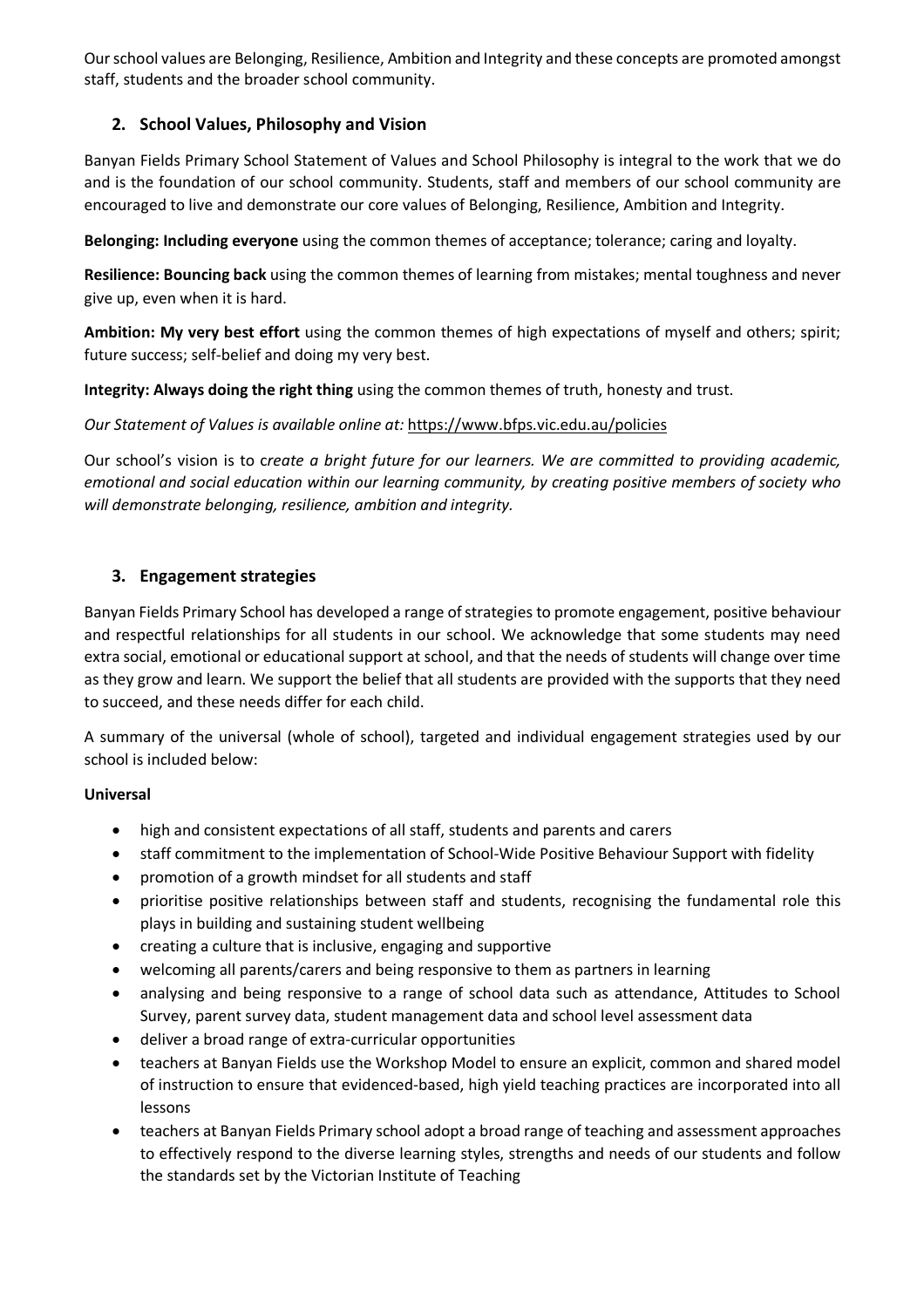Our school values are Belonging, Resilience, Ambition and Integrity and these concepts are promoted amongst staff, students and the broader school community.

## 2. School Values, Philosophy and Vision

Banyan Fields Primary School Statement of Values and School Philosophy is integral to the work that we do and is the foundation of our school community. Students, staff and members of our school community are encouraged to live and demonstrate our core values of Belonging, Resilience, Ambition and Integrity.

**Belonging: Including everyone** using the common themes of acceptance; tolerance; caring and loyalty.

**Resilience: Bouncing back** using the common themes of learning from mistakes; mental toughness and never give up, even when it is hard.

**Ambition: My very best effort** using the common themes of high expectations of myself and others; spirit; future success; self-belief and doing my very best.

**Integrity: Always doing the right thing** using the common themes of truth, honesty and trust.

*Our Statement of Values is available online at:* https://www.bfps.vic.edu.au/policies

Our school's vision is to c*reate a bright future for our learners. We are committed to providing academic, emotional and social education within our learning community, by creating positive members of society who will demonstrate belonging, resilience, ambition and integrity.*

## 3. Engagement strategies

Banyan Fields Primary School has developed a range of strategies to promote engagement, positive behaviour and respectful relationships for all students in our school. We acknowledge that some students may need extra social, emotional or educational support at school, and that the needs of students will change over time as they grow and learn. We support the belief that all students are provided with the supports that they need to succeed, and these needs differ for each child.

A summary of the universal (whole of school), targeted and individual engagement strategies used by our school is included below:

**Universal**

- high and consistent expectations of all staff, students and parents and carers
- staff commitment to the implementation of School-Wide Positive Behaviour Support with fidelity
- promotion of a growth mindset for all students and staff
- prioritise positive relationships between staff and students, recognising the fundamental role this plays in building and sustaining student wellbeing
- creating a culture that is inclusive, engaging and supportive
- welcoming all parents/carers and being responsive to them as partners in learning
- analysing and being responsive to a range of school data such as attendance, Attitudes to School Survey, parent survey data, student management data and school level assessment data
- deliver a broad range of extra-curricular opportunities
- teachers at Banyan Fields use the Workshop Model to ensure an explicit, common and shared model of instruction to ensure that evidenced-based, high yield teaching practices are incorporated into all lessons
- teachers at Banyan Fields Primary school adopt a broad range of teaching and assessment approaches to effectively respond to the diverse learning styles, strengths and needs of our students and follow the standards set by the Victorian Institute of Teaching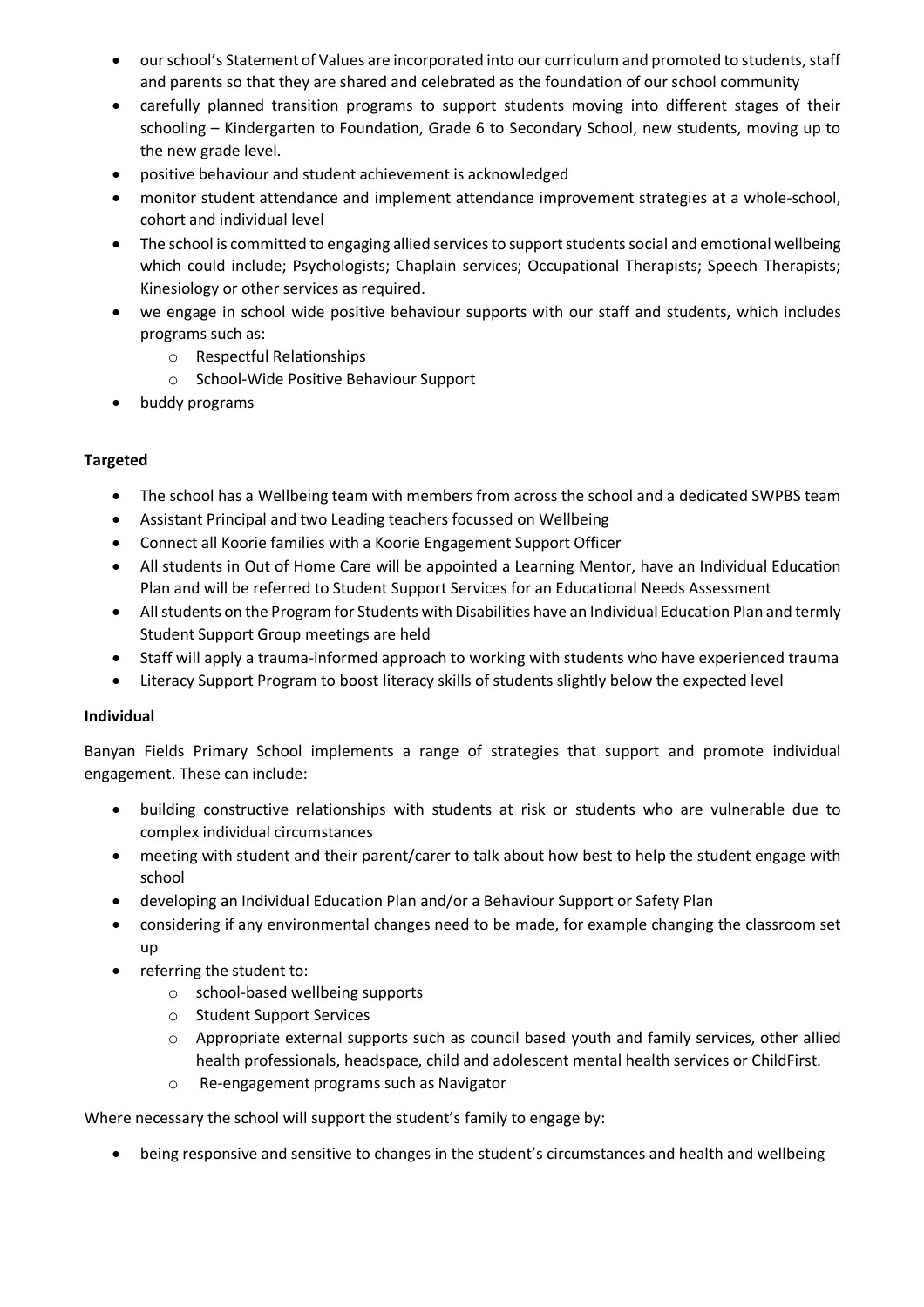- our school's Statement of Values are incorporated into our curriculum and promoted to students, staff and parents so that they are shared and celebrated as the foundation of our school community
- carefully planned transition programs to support students moving into different stages of their schooling – Kindergarten to Foundation, Grade 6 to Secondary School, new students, moving up to the new grade level.
- positive behaviour and student achievement is acknowledged
- monitor student attendance and implement attendance improvement strategies at a whole-school, cohort and individual level
- The school is committed to engaging allied services to support students social and emotional wellbeing which could include; Psychologists; Chaplain services; Occupational Therapists; Speech Therapists; Kinesiology or other services as required.
- we engage in school wide positive behaviour supports with our staff and students, which includes programs such as:
    - Respectful Relationships
    - School-Wide Positive Behaviour Support
- buddy programs

**Targeted**

- The school has a Wellbeing team with members from across the school and a dedicated SWPBS team
- Assistant Principal and two Leading teachers focussed on Wellbeing
- Connect all Koorie families with a Koorie Engagement Support Officer
- All students in Out of Home Care will be appointed a Learning Mentor, have an Individual Education Plan and will be referred to Student Support Services for an Educational Needs Assessment
- All students on the Program for Students with Disabilities have an Individual Education Plan and termly Student Support Group meetings are held
- Staff will apply a trauma-informed approach to working with students who have experienced trauma
- Literacy Support Program to boost literacy skills of students slightly below the expected level

**Individual**

Banyan Fields Primary School implements a range of strategies that support and promote individual engagement. These can include:

- building constructive relationships with students at risk or students who are vulnerable due to complex individual circumstances
- meeting with student and their parent/carer to talk about how best to help the student engage with school
- developing an Individual Education Plan and/or a Behaviour Support or Safety Plan
- considering if any environmental changes need to be made, for example changing the classroom set up
- referring the student to:
    - school-based wellbeing supports
    - Student Support Services
    - Appropriate external supports such as council based youth and family services, other allied health professionals, headspace, child and adolescent mental health services or ChildFirst.
    - Re-engagement programs such as Navigator

Where necessary the school will support the student's family to engage by:

- being responsive and sensitive to changes in the student's circumstances and health and wellbeing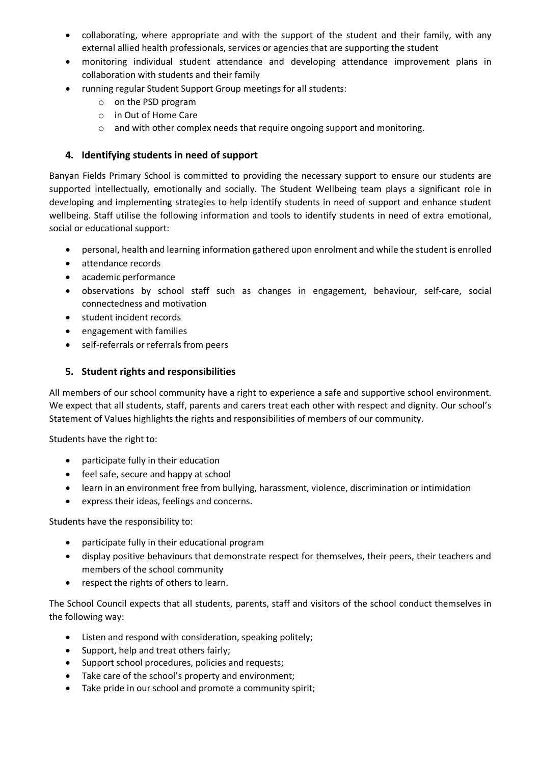- collaborating, where appropriate and with the support of the student and their family, with any external allied health professionals, services or agencies that are supporting the student
- monitoring individual student attendance and developing attendance improvement plans in collaboration with students and their family
- running regular Student Support Group meetings for all students:
  - on the PSD program
  - in Out of Home Care
  - and with other complex needs that require ongoing support and monitoring.

## 4. Identifying students in need of support

Banyan Fields Primary School is committed to providing the necessary support to ensure our students are supported intellectually, emotionally and socially. The Student Wellbeing team plays a significant role in developing and implementing strategies to help identify students in need of support and enhance student wellbeing. Staff utilise the following information and tools to identify students in need of extra emotional, social or educational support:

- personal, health and learning information gathered upon enrolment and while the student is enrolled
- attendance records
- academic performance
- observations by school staff such as changes in engagement, behaviour, self-care, social connectedness and motivation
- student incident records
- engagement with families
- self-referrals or referrals from peers

## 5. Student rights and responsibilities

All members of our school community have a right to experience a safe and supportive school environment. We expect that all students, staff, parents and carers treat each other with respect and dignity. Our school's Statement of Values highlights the rights and responsibilities of members of our community.

Students have the right to:

- participate fully in their education
- feel safe, secure and happy at school
- learn in an environment free from bullying, harassment, violence, discrimination or intimidation
- express their ideas, feelings and concerns.

Students have the responsibility to:

- participate fully in their educational program
- display positive behaviours that demonstrate respect for themselves, their peers, their teachers and members of the school community
- respect the rights of others to learn.

The School Council expects that all students, parents, staff and visitors of the school conduct themselves in the following way:

- Listen and respond with consideration, speaking politely;
- Support, help and treat others fairly;
- Support school procedures, policies and requests;
- Take care of the school's property and environment;
- Take pride in our school and promote a community spirit;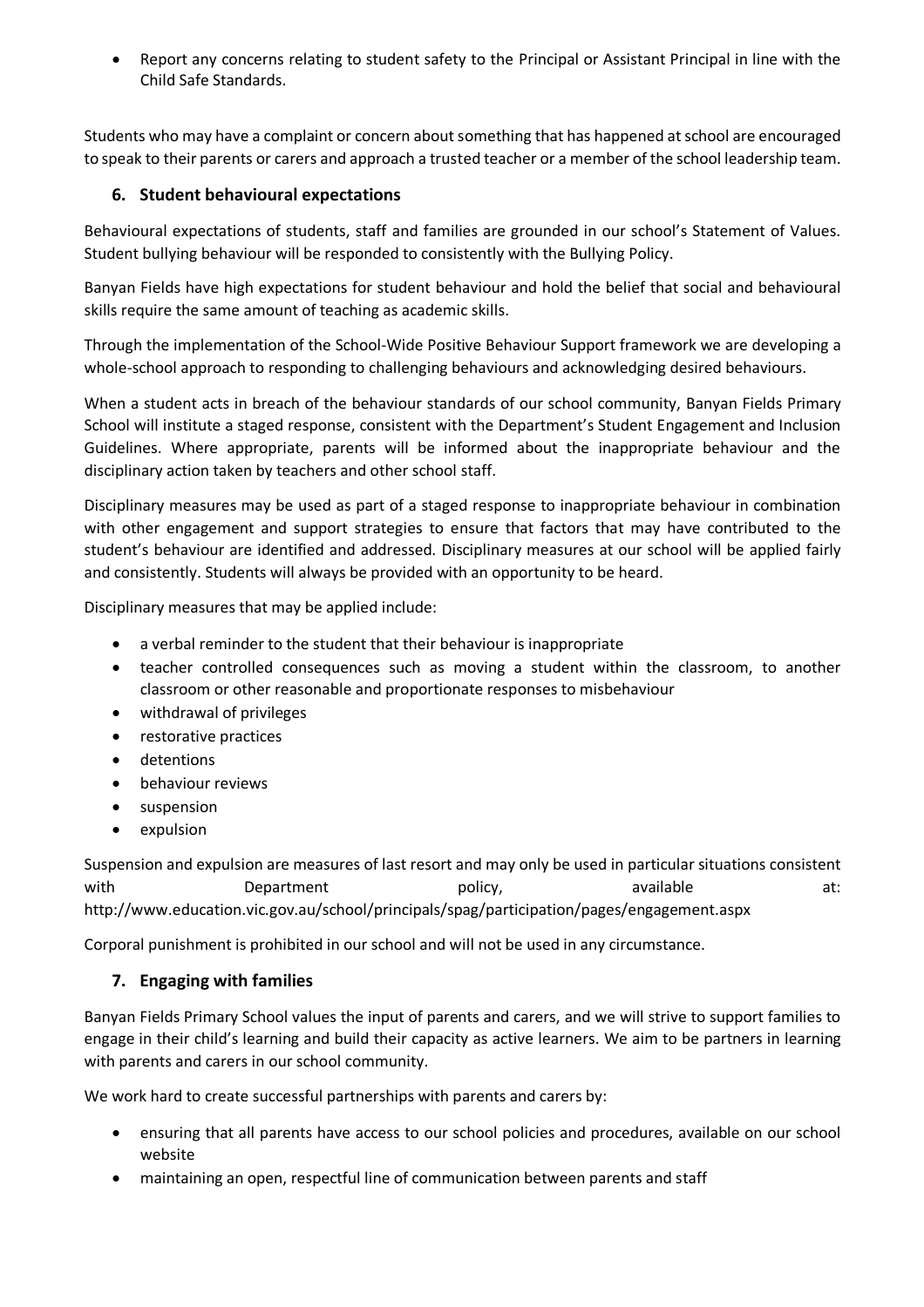- Report any concerns relating to student safety to the Principal or Assistant Principal in line with the Child Safe Standards.

Students who may have a complaint or concern about something that has happened at school are encouraged to speak to their parents or carers and approach a trusted teacher or a member of the school leadership team.

## 6. Student behavioural expectations

Behavioural expectations of students, staff and families are grounded in our school's Statement of Values. Student bullying behaviour will be responded to consistently with the Bullying Policy.

Banyan Fields have high expectations for student behaviour and hold the belief that social and behavioural skills require the same amount of teaching as academic skills.

Through the implementation of the School-Wide Positive Behaviour Support framework we are developing a whole-school approach to responding to challenging behaviours and acknowledging desired behaviours.

When a student acts in breach of the behaviour standards of our school community, Banyan Fields Primary School will institute a staged response, consistent with the Department's Student Engagement and Inclusion Guidelines. Where appropriate, parents will be informed about the inappropriate behaviour and the disciplinary action taken by teachers and other school staff.

Disciplinary measures may be used as part of a staged response to inappropriate behaviour in combination with other engagement and support strategies to ensure that factors that may have contributed to the student's behaviour are identified and addressed. Disciplinary measures at our school will be applied fairly and consistently. Students will always be provided with an opportunity to be heard.

Disciplinary measures that may be applied include:

- a verbal reminder to the student that their behaviour is inappropriate
- teacher controlled consequences such as moving a student within the classroom, to another classroom or other reasonable and proportionate responses to misbehaviour
- withdrawal of privileges
- restorative practices
- detentions
- behaviour reviews
- suspension
- expulsion

Suspension and expulsion are measures of last resort and may only be used in particular situations consistent with Department policy, available at: http://www.education.vic.gov.au/school/principals/spag/participation/pages/engagement.aspx

Corporal punishment is prohibited in our school and will not be used in any circumstance.

## 7. Engaging with families

Banyan Fields Primary School values the input of parents and carers, and we will strive to support families to engage in their child's learning and build their capacity as active learners. We aim to be partners in learning with parents and carers in our school community.

We work hard to create successful partnerships with parents and carers by:

- ensuring that all parents have access to our school policies and procedures, available on our school website
- maintaining an open, respectful line of communication between parents and staff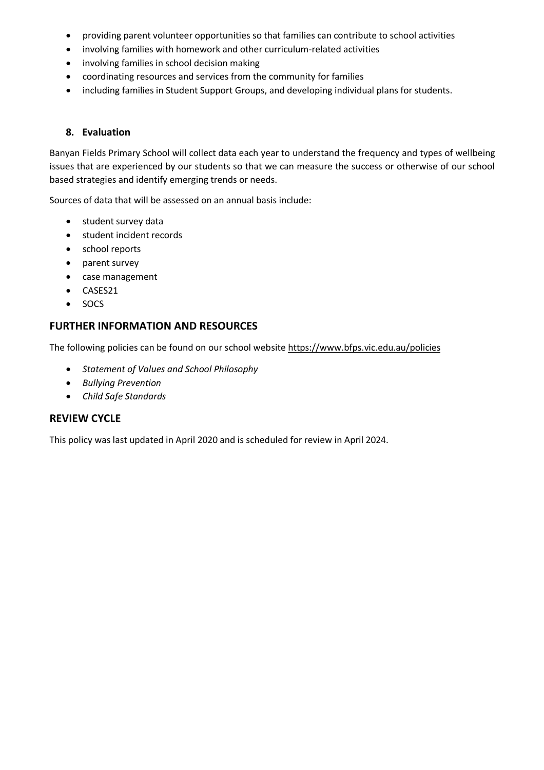- providing parent volunteer opportunities so that families can contribute to school activities
- involving families with homework and other curriculum-related activities
- involving families in school decision making
- coordinating resources and services from the community for families
- including families in Student Support Groups, and developing individual plans for students.

### 8. Evaluation

Banyan Fields Primary School will collect data each year to understand the frequency and types of wellbeing issues that are experienced by our students so that we can measure the success or otherwise of our school based strategies and identify emerging trends or needs.

Sources of data that will be assessed on an annual basis include:

- student survey data
- student incident records
- school reports
- parent survey
- case management
- CASES21
- SOCS

## FURTHER INFORMATION AND RESOURCES

The following policies can be found on our school website https://www.bfps.vic.edu.au/policies

- *Statement of Values and School Philosophy*
- *Bullying Prevention*
- *Child Safe Standards*

## REVIEW CYCLE

This policy was last updated in April 2020 and is scheduled for review in April 2024.